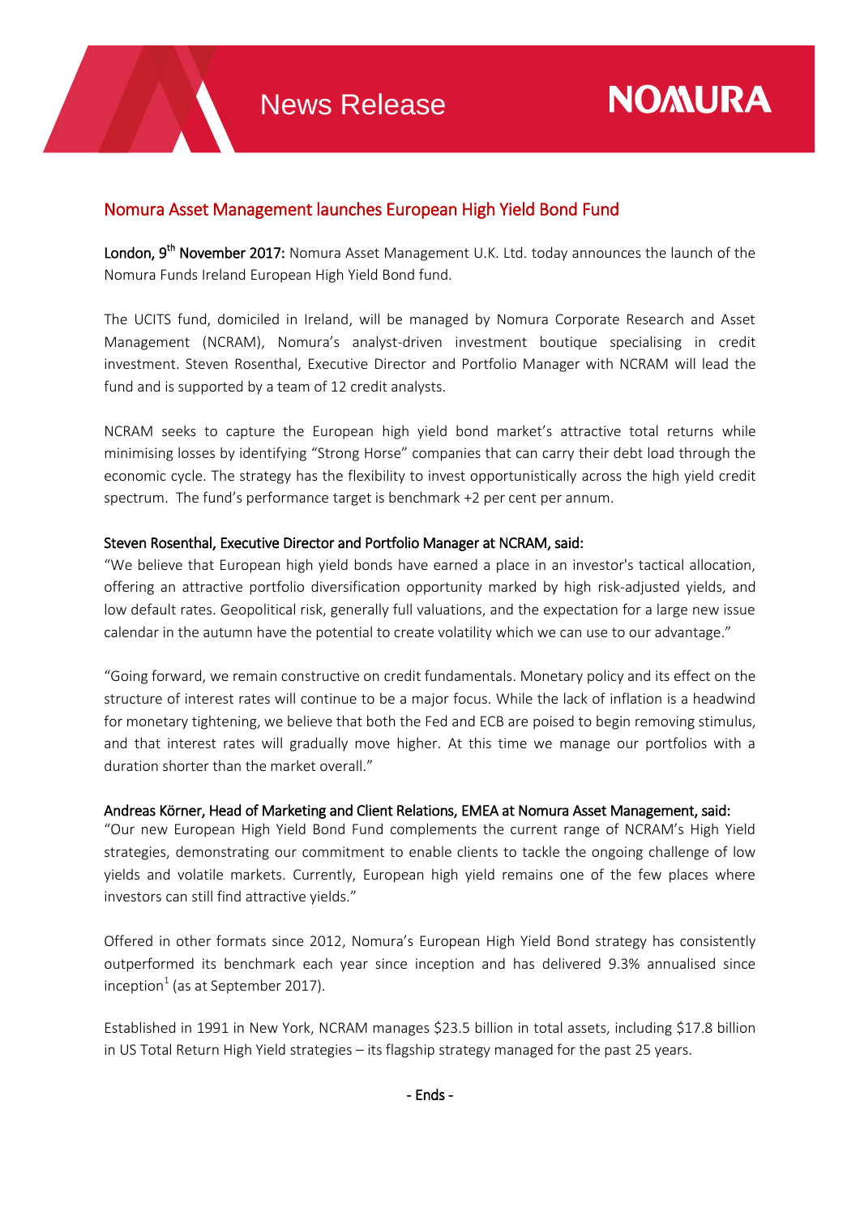News Release

NOMURA

# Nomura Asset Management launches European High Yield Bond Fund

**London, 9th November 2017:** Nomura Asset Management U.K. Ltd. today announces the launch of the Nomura Funds Ireland European High Yield Bond fund.

The UCITS fund, domiciled in Ireland, will be managed by Nomura Corporate Research and Asset Management (NCRAM), Nomura's analyst-driven investment boutique specialising in credit investment. Steven Rosenthal, Executive Director and Portfolio Manager with NCRAM will lead the fund and is supported by a team of 12 credit analysts.

NCRAM seeks to capture the European high yield bond market's attractive total returns while minimising losses by identifying "Strong Horse" companies that can carry their debt load through the economic cycle. The strategy has the flexibility to invest opportunistically across the high yield credit spectrum. The fund's performance target is benchmark +2 per cent per annum.

**Steven Rosenthal, Executive Director and Portfolio Manager at NCRAM, said:**

"We believe that European high yield bonds have earned a place in an investor's tactical allocation, offering an attractive portfolio diversification opportunity marked by high risk-adjusted yields, and low default rates. Geopolitical risk, generally full valuations, and the expectation for a large new issue calendar in the autumn have the potential to create volatility which we can use to our advantage."

"Going forward, we remain constructive on credit fundamentals. Monetary policy and its effect on the structure of interest rates will continue to be a major focus. While the lack of inflation is a headwind for monetary tightening, we believe that both the Fed and ECB are poised to begin removing stimulus, and that interest rates will gradually move higher. At this time we manage our portfolios with a duration shorter than the market overall."

**Andreas Körner, Head of Marketing and Client Relations, EMEA at Nomura Asset Management, said:**

"Our new European High Yield Bond Fund complements the current range of NCRAM's High Yield strategies, demonstrating our commitment to enable clients to tackle the ongoing challenge of low yields and volatile markets. Currently, European high yield remains one of the few places where investors can still find attractive yields."

Offered in other formats since 2012, Nomura's European High Yield Bond strategy has consistently outperformed its benchmark each year since inception and has delivered 9.3% annualised since inception[1] (as at September 2017).

Established in 1991 in New York, NCRAM manages $23.5 billion in total assets, including $17.8 billion in US Total Return High Yield strategies – its flagship strategy managed for the past 25 years.

- Ends -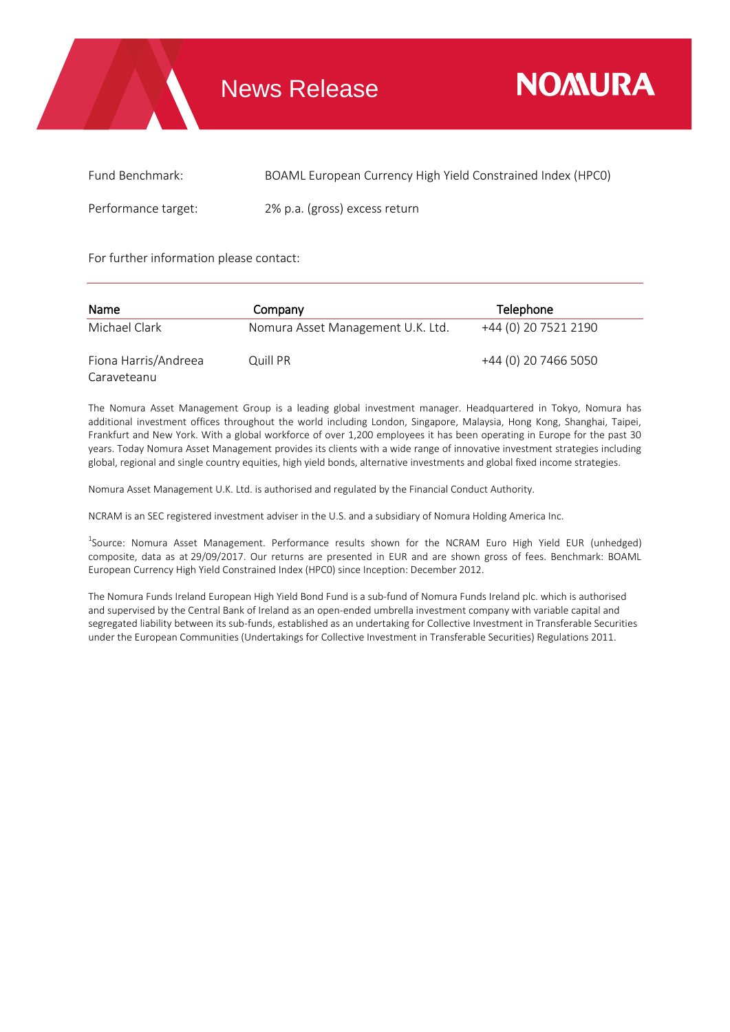Fund Benchmark: BOAML European Currency High Yield Constrained Index (HPC0)

Performance target: 2% p.a. (gross) excess return

For further information please contact:

| Name | Company | Telephone |
| --- | --- | --- |
| Michael Clark | Nomura Asset Management U.K. Ltd. | +44 (0) 20 7521 2190 |
| Fiona Harris/Andreea Caraveteanu | Quill PR | +44 (0) 20 7466 5050 |

The Nomura Asset Management Group is a leading global investment manager. Headquartered in Tokyo, Nomura has additional investment offices throughout the world including London, Singapore, Malaysia, Hong Kong, Shanghai, Taipei, Frankfurt and New York. With a global workforce of over 1,200 employees it has been operating in Europe for the past 30 years. Today Nomura Asset Management provides its clients with a wide range of innovative investment strategies including global, regional and single country equities, high yield bonds, alternative investments and global fixed income strategies.

Nomura Asset Management U.K. Ltd. is authorised and regulated by the Financial Conduct Authority.

NCRAM is an SEC registered investment adviser in the U.S. and a subsidiary of Nomura Holding America Inc.

[1]Source: Nomura Asset Management. Performance results shown for the NCRAM Euro High Yield EUR (unhedged) composite, data as at 29/09/2017. Our returns are presented in EUR and are shown gross of fees. Benchmark: BOAML European Currency High Yield Constrained Index (HPC0) since Inception: December 2012.

The Nomura Funds Ireland European High Yield Bond Fund is a sub-fund of Nomura Funds Ireland plc. which is authorised and supervised by the Central Bank of Ireland as an open-ended umbrella investment company with variable capital and segregated liability between its sub-funds, established as an undertaking for Collective Investment in Transferable Securities under the European Communities (Undertakings for Collective Investment in Transferable Securities) Regulations 2011.